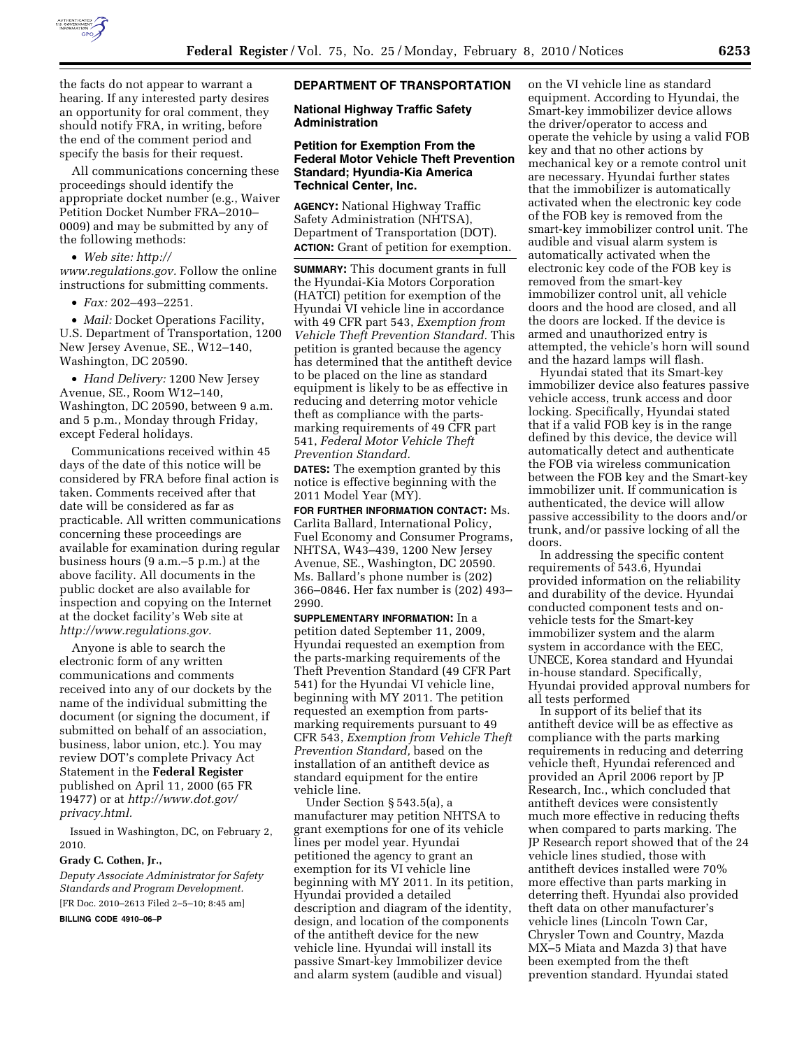the facts do not appear to warrant a hearing. If any interested party desires an opportunity for oral comment, they should notify FRA, in writing, before the end of the comment period and specify the basis for their request.

All communications concerning these proceedings should identify the appropriate docket number (e.g., Waiver Petition Docket Number FRA–2010–0009) and may be submitted by any of the following methods:

- *Web site: http://www.regulations.gov.* Follow the online instructions for submitting comments.
- *Fax:* 202–493–2251.
- *Mail:* Docket Operations Facility, U.S. Department of Transportation, 1200 New Jersey Avenue, SE., W12–140, Washington, DC 20590.
- *Hand Delivery:* 1200 New Jersey Avenue, SE., Room W12–140, Washington, DC 20590, between 9 a.m. and 5 p.m., Monday through Friday, except Federal holidays.

Communications received within 45 days of the date of this notice will be considered by FRA before final action is taken. Comments received after that date will be considered as far as practicable. All written communications concerning these proceedings are available for examination during regular business hours (9 a.m.–5 p.m.) at the above facility. All documents in the public docket are also available for inspection and copying on the Internet at the docket facility's Web site at *http://www.regulations.gov.*

Anyone is able to search the electronic form of any written communications and comments received into any of our dockets by the name of the individual submitting the document (or signing the document, if submitted on behalf of an association, business, labor union, etc.). You may review DOT's complete Privacy Act Statement in the **Federal Register** published on April 11, 2000 (65 FR 19477) or at *http://www.dot.gov/privacy.html.*

Issued in Washington, DC, on February 2, 2010.

**Grady C. Cothen, Jr.,**

*Deputy Associate Administrator for Safety Standards and Program Development.*

[FR Doc. 2010–2613 Filed 2–5–10; 8:45 am]

**BILLING CODE 4910–06–P**

## DEPARTMENT OF TRANSPORTATION

### National Highway Traffic Safety Administration

### Petition for Exemption From the Federal Motor Vehicle Theft Prevention Standard; Hyundia-Kia America Technical Center, Inc.

**AGENCY:** National Highway Traffic Safety Administration (NHTSA), Department of Transportation (DOT).

**ACTION:** Grant of petition for exemption.

**SUMMARY:** This document grants in full the Hyundai-Kia Motors Corporation (HATCI) petition for exemption of the Hyundai VI vehicle line in accordance with 49 CFR part 543, *Exemption from Vehicle Theft Prevention Standard.* This petition is granted because the agency has determined that the antitheft device to be placed on the line as standard equipment is likely to be as effective in reducing and deterring motor vehicle theft as compliance with the parts-marking requirements of 49 CFR part 541, *Federal Motor Vehicle Theft Prevention Standard.*

**DATES:** The exemption granted by this notice is effective beginning with the 2011 Model Year (MY).

**FOR FURTHER INFORMATION CONTACT:** Ms. Carlita Ballard, International Policy, Fuel Economy and Consumer Programs, NHTSA, W43–439, 1200 New Jersey Avenue, SE., Washington, DC 20590. Ms. Ballard's phone number is (202) 366–0846. Her fax number is (202) 493–2990.

**SUPPLEMENTARY INFORMATION:** In a petition dated September 11, 2009, Hyundai requested an exemption from the parts-marking requirements of the Theft Prevention Standard (49 CFR Part 541) for the Hyundai VI vehicle line, beginning with MY 2011. The petition requested an exemption from parts-marking requirements pursuant to 49 CFR 543, *Exemption from Vehicle Theft Prevention Standard,* based on the installation of an antitheft device as standard equipment for the entire vehicle line.

Under Section § 543.5(a), a manufacturer may petition NHTSA to grant exemptions for one of its vehicle lines per model year. Hyundai petitioned the agency to grant an exemption for its VI vehicle line beginning with MY 2011. In its petition, Hyundai provided a detailed description and diagram of the identity, design, and location of the components of the antitheft device for the new vehicle line. Hyundai will install its passive Smart-key Immobilizer device and alarm system (audible and visual) on the VI vehicle line as standard equipment. According to Hyundai, the Smart-key immobilizer device allows the driver/operator to access and operate the vehicle by using a valid FOB key and that no other actions by mechanical key or a remote control unit are necessary. Hyundai further states that the immobilizer is automatically activated when the electronic key code of the FOB key is removed from the smart-key immobilizer control unit. The audible and visual alarm system is automatically activated when the electronic key code of the FOB key is removed from the smart-key immobilizer control unit, all vehicle doors and the hood are closed, and all the doors are locked. If the device is armed and unauthorized entry is attempted, the vehicle's horn will sound and the hazard lamps will flash.

Hyundai stated that its Smart-key immobilizer device also features passive vehicle access, trunk access and door locking. Specifically, Hyundai stated that if a valid FOB key is in the range defined by this device, the device will automatically detect and authenticate the FOB via wireless communication between the FOB key and the Smart-key immobilizer unit. If communication is authenticated, the device will allow passive accessibility to the doors and/or trunk, and/or passive locking of all the doors.

In addressing the specific content requirements of 543.6, Hyundai provided information on the reliability and durability of the device. Hyundai conducted component tests and on-vehicle tests for the Smart-key immobilizer system and the alarm system in accordance with the EEC, UNECE, Korea standard and Hyundai in-house standard. Specifically, Hyundai provided approval numbers for all tests performed

In support of its belief that its antitheft device will be as effective as compliance with the parts marking requirements in reducing and deterring vehicle theft, Hyundai referenced and provided an April 2006 report by JP Research, Inc., which concluded that antitheft devices were consistently much more effective in reducing thefts when compared to parts marking. The JP Research report showed that of the 24 vehicle lines studied, those with antitheft devices installed were 70% more effective than parts marking in deterring theft. Hyundai also provided theft data on other manufacturer's vehicle lines (Lincoln Town Car, Chrysler Town and Country, Mazda MX–5 Miata and Mazda 3) that have been exempted from the theft prevention standard. Hyundai stated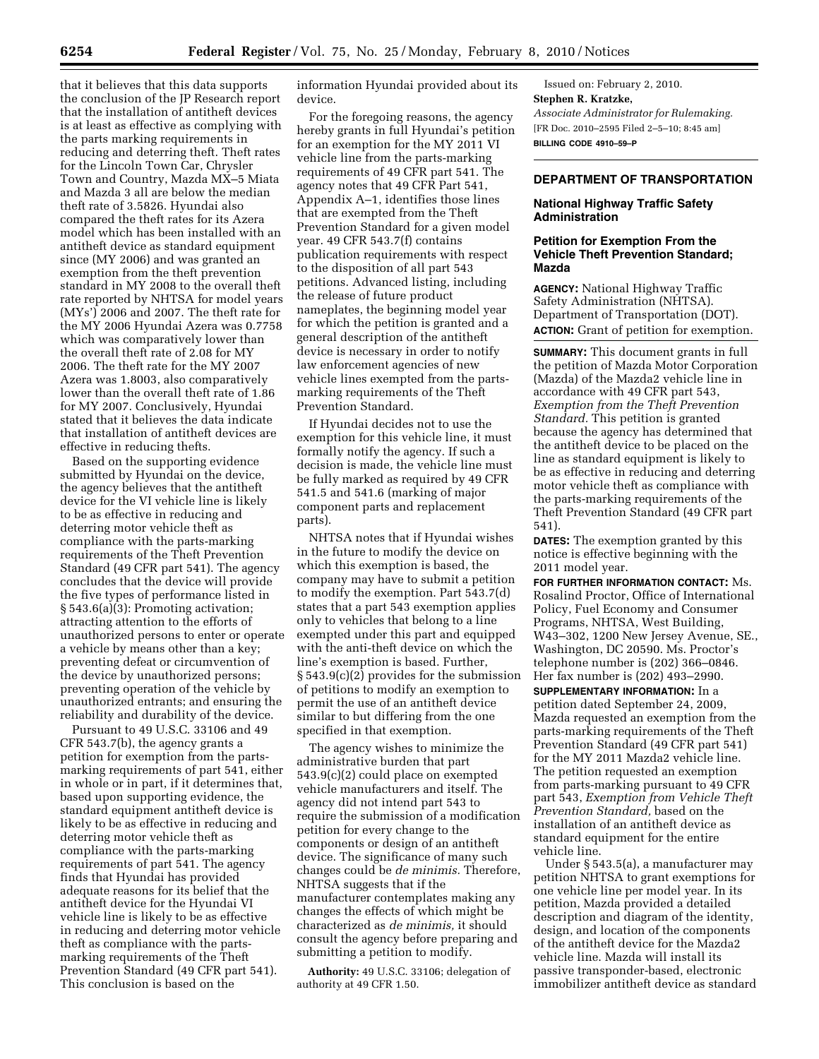that it believes that this data supports the conclusion of the JP Research report that the installation of antitheft devices is at least as effective as complying with the parts marking requirements in reducing and deterring theft. Theft rates for the Lincoln Town Car, Chrysler Town and Country, Mazda MX–5 Miata and Mazda 3 all are below the median theft rate of 3.5826. Hyundai also compared the theft rates for its Azera model which has been installed with an antitheft device as standard equipment since (MY 2006) and was granted an exemption from the theft prevention standard in MY 2008 to the overall theft rate reported by NHTSA for model years (MYs') 2006 and 2007. The theft rate for the MY 2006 Hyundai Azera was 0.7758 which was comparatively lower than the overall theft rate of 2.08 for MY 2006. The theft rate for the MY 2007 Azera was 1.8003, also comparatively lower than the overall theft rate of 1.86 for MY 2007. Conclusively, Hyundai stated that it believes the data indicate that installation of antitheft devices are effective in reducing thefts.

Based on the supporting evidence submitted by Hyundai on the device, the agency believes that the antitheft device for the VI vehicle line is likely to be as effective in reducing and deterring motor vehicle theft as compliance with the parts-marking requirements of the Theft Prevention Standard (49 CFR part 541). The agency concludes that the device will provide the five types of performance listed in § 543.6(a)(3): Promoting activation; attracting attention to the efforts of unauthorized persons to enter or operate a vehicle by means other than a key; preventing defeat or circumvention of the device by unauthorized persons; preventing operation of the vehicle by unauthorized entrants; and ensuring the reliability and durability of the device.

Pursuant to 49 U.S.C. 33106 and 49 CFR 543.7(b), the agency grants a petition for exemption from the parts-marking requirements of part 541, either in whole or in part, if it determines that, based upon supporting evidence, the standard equipment antitheft device is likely to be as effective in reducing and deterring motor vehicle theft as compliance with the parts-marking requirements of part 541. The agency finds that Hyundai has provided adequate reasons for its belief that the antitheft device for the Hyundai VI vehicle line is likely to be as effective in reducing and deterring motor vehicle theft as compliance with the parts-marking requirements of the Theft Prevention Standard (49 CFR part 541). This conclusion is based on the information Hyundai provided about its device.

For the foregoing reasons, the agency hereby grants in full Hyundai's petition for an exemption for the MY 2011 VI vehicle line from the parts-marking requirements of 49 CFR part 541. The agency notes that 49 CFR Part 541, Appendix A–1, identifies those lines that are exempted from the Theft Prevention Standard for a given model year. 49 CFR 543.7(f) contains publication requirements with respect to the disposition of all part 543 petitions. Advanced listing, including the release of future product nameplates, the beginning model year for which the petition is granted and a general description of the antitheft device is necessary in order to notify law enforcement agencies of new vehicle lines exempted from the parts-marking requirements of the Theft Prevention Standard.

If Hyundai decides not to use the exemption for this vehicle line, it must formally notify the agency. If such a decision is made, the vehicle line must be fully marked as required by 49 CFR 541.5 and 541.6 (marking of major component parts and replacement parts).

NHTSA notes that if Hyundai wishes in the future to modify the device on which this exemption is based, the company may have to submit a petition to modify the exemption. Part 543.7(d) states that a part 543 exemption applies only to vehicles that belong to a line exempted under this part and equipped with the anti-theft device on which the line's exemption is based. Further, § 543.9(c)(2) provides for the submission of petitions to modify an exemption to permit the use of an antitheft device similar to but differing from the one specified in that exemption.

The agency wishes to minimize the administrative burden that part 543.9(c)(2) could place on exempted vehicle manufacturers and itself. The agency did not intend part 543 to require the submission of a modification petition for every change to the components or design of an antitheft device. The significance of many such changes could be *de minimis.* Therefore, NHTSA suggests that if the manufacturer contemplates making any changes the effects of which might be characterized as *de minimis,* it should consult the agency before preparing and submitting a petition to modify.

**Authority:** 49 U.S.C. 33106; delegation of authority at 49 CFR 1.50.

Issued on: February 2, 2010.

**Stephen R. Kratzke,**

*Associate Administrator for Rulemaking.*

[FR Doc. 2010–2595 Filed 2–5–10; 8:45 am]

**BILLING CODE 4910–59–P**

## DEPARTMENT OF TRANSPORTATION

### National Highway Traffic Safety Administration

### Petition for Exemption From the Vehicle Theft Prevention Standard; Mazda

**AGENCY:** National Highway Traffic Safety Administration (NHTSA). Department of Transportation (DOT).

**ACTION:** Grant of petition for exemption.

**SUMMARY:** This document grants in full the petition of Mazda Motor Corporation (Mazda) of the Mazda2 vehicle line in accordance with 49 CFR part 543, *Exemption from the Theft Prevention Standard.* This petition is granted because the agency has determined that the antitheft device to be placed on the line as standard equipment is likely to be as effective in reducing and deterring motor vehicle theft as compliance with the parts-marking requirements of the Theft Prevention Standard (49 CFR part 541).

**DATES:** The exemption granted by this notice is effective beginning with the 2011 model year.

**FOR FURTHER INFORMATION CONTACT:** Ms. Rosalind Proctor, Office of International Policy, Fuel Economy and Consumer Programs, NHTSA, West Building, W43–302, 1200 New Jersey Avenue, SE., Washington, DC 20590. Ms. Proctor's telephone number is (202) 366–0846. Her fax number is (202) 493–2990.

**SUPPLEMENTARY INFORMATION:** In a petition dated September 24, 2009, Mazda requested an exemption from the parts-marking requirements of the Theft Prevention Standard (49 CFR part 541) for the MY 2011 Mazda2 vehicle line. The petition requested an exemption from parts-marking pursuant to 49 CFR part 543, *Exemption from Vehicle Theft Prevention Standard,* based on the installation of an antitheft device as standard equipment for the entire vehicle line.

Under § 543.5(a), a manufacturer may petition NHTSA to grant exemptions for one vehicle line per model year. In its petition, Mazda provided a detailed description and diagram of the identity, design, and location of the components of the antitheft device for the Mazda2 vehicle line. Mazda will install its passive transponder-based, electronic immobilizer antitheft device as standard